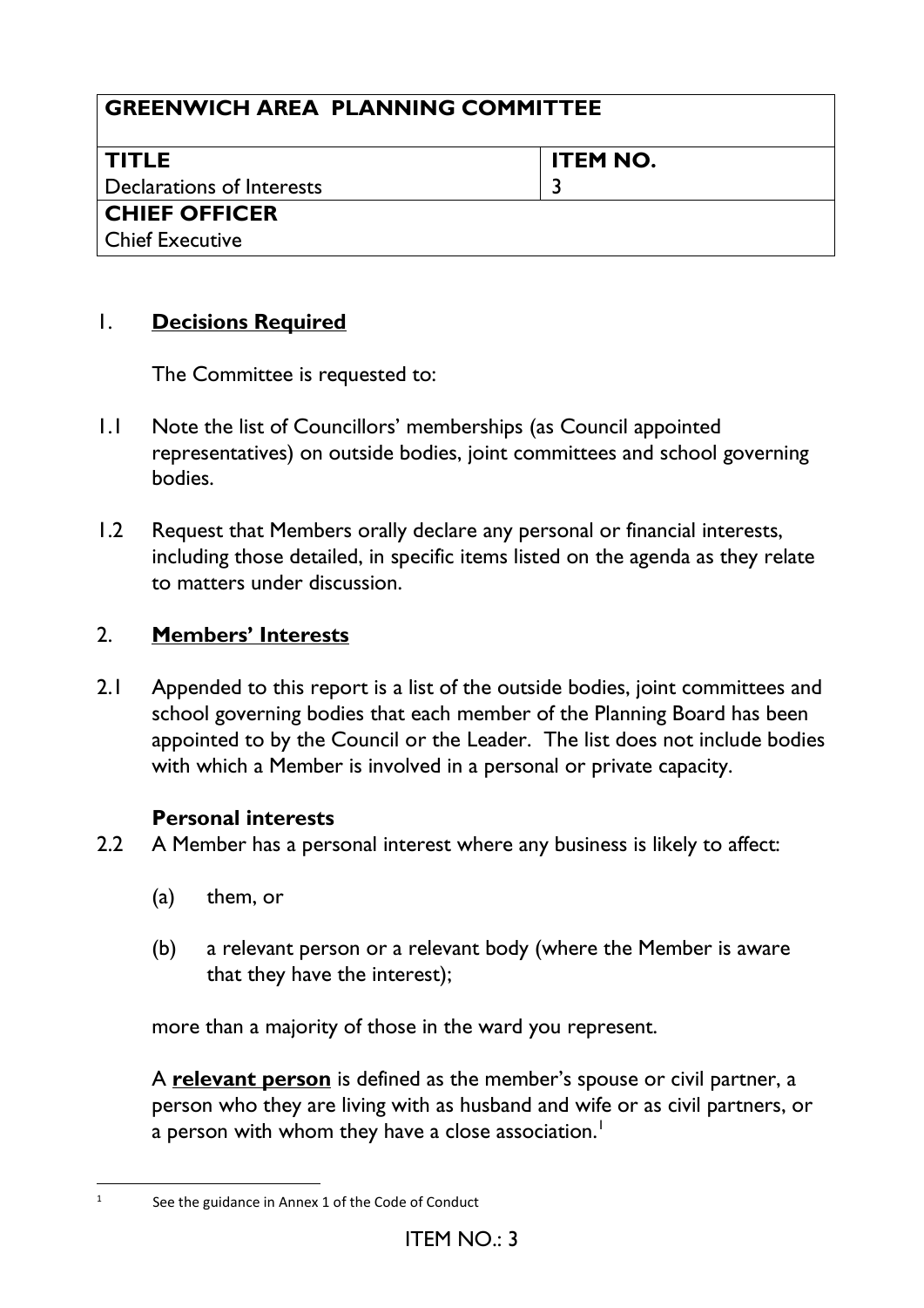| GREENWICH AREA PLANNING COMMITTEE | |
|---|---|
| **TITLE**<br>Declarations of Interests | **ITEM NO.**<br>3 |
| **CHIEF OFFICER**<br>Chief Executive | |

## 1. **Decisions Required**

The Committee is requested to:

1.1 Note the list of Councillors' memberships (as Council appointed representatives) on outside bodies, joint committees and school governing bodies.

1.2 Request that Members orally declare any personal or financial interests, including those detailed, in specific items listed on the agenda as they relate to matters under discussion.

## 2. **Members' Interests**

2.1 Appended to this report is a list of the outside bodies, joint committees and school governing bodies that each member of the Planning Board has been appointed to by the Council or the Leader. The list does not include bodies with which a Member is involved in a personal or private capacity.

### Personal interests

2.2 A Member has a personal interest where any business is likely to affect:

(a) them, or

(b) a relevant person or a relevant body (where the Member is aware that they have the interest);

more than a majority of those in the ward you represent.

A **relevant person** is defined as the member's spouse or civil partner, a person who they are living with as husband and wife or as civil partners, or a person with whom they have a close association.[1]

[1] See the guidance in Annex 1 of the Code of Conduct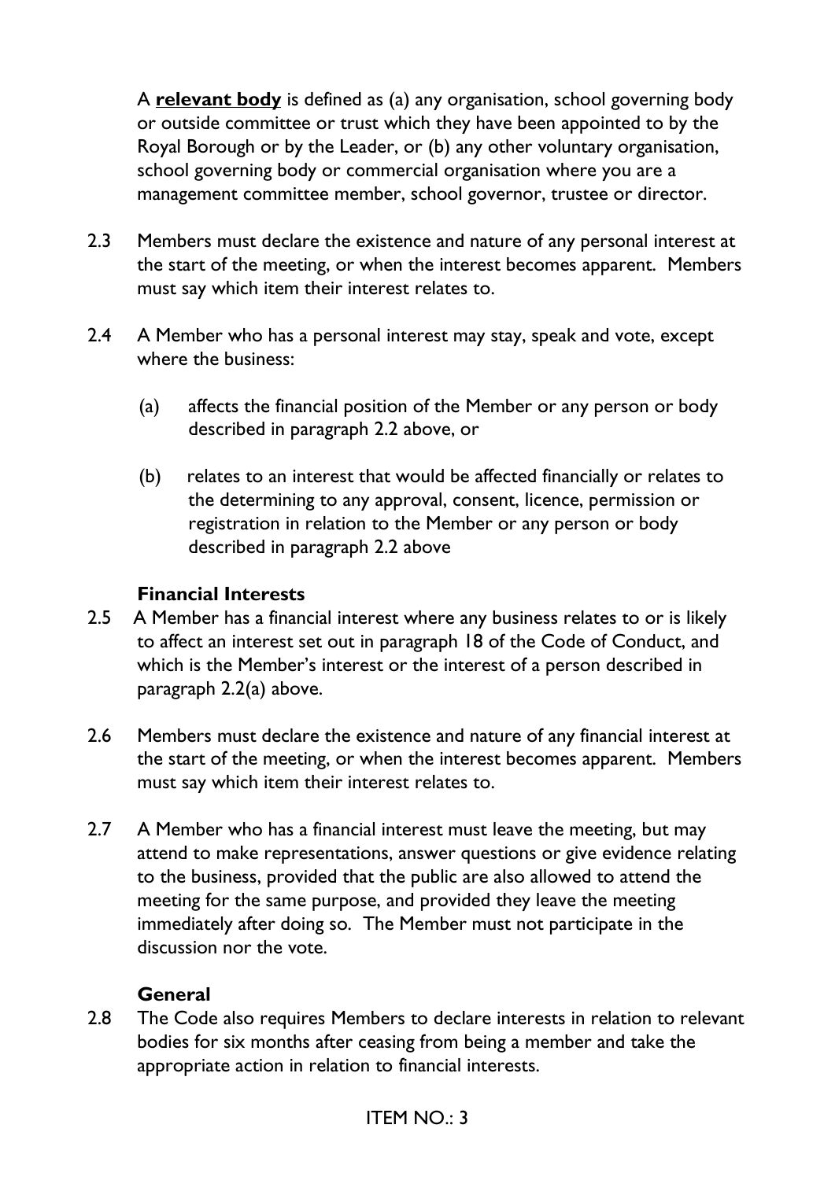A **relevant body** is defined as (a) any organisation, school governing body or outside committee or trust which they have been appointed to by the Royal Borough or by the Leader, or (b) any other voluntary organisation, school governing body or commercial organisation where you are a management committee member, school governor, trustee or director.

2.3 Members must declare the existence and nature of any personal interest at the start of the meeting, or when the interest becomes apparent. Members must say which item their interest relates to.

2.4 A Member who has a personal interest may stay, speak and vote, except where the business:

(a) affects the financial position of the Member or any person or body described in paragraph 2.2 above, or

(b) relates to an interest that would be affected financially or relates to the determining to any approval, consent, licence, permission or registration in relation to the Member or any person or body described in paragraph 2.2 above

**Financial Interests**

2.5 A Member has a financial interest where any business relates to or is likely to affect an interest set out in paragraph 18 of the Code of Conduct, and which is the Member's interest or the interest of a person described in paragraph 2.2(a) above.

2.6 Members must declare the existence and nature of any financial interest at the start of the meeting, or when the interest becomes apparent. Members must say which item their interest relates to.

2.7 A Member who has a financial interest must leave the meeting, but may attend to make representations, answer questions or give evidence relating to the business, provided that the public are also allowed to attend the meeting for the same purpose, and provided they leave the meeting immediately after doing so. The Member must not participate in the discussion nor the vote.

**General**

2.8 The Code also requires Members to declare interests in relation to relevant bodies for six months after ceasing from being a member and take the appropriate action in relation to financial interests.

ITEM NO.: 3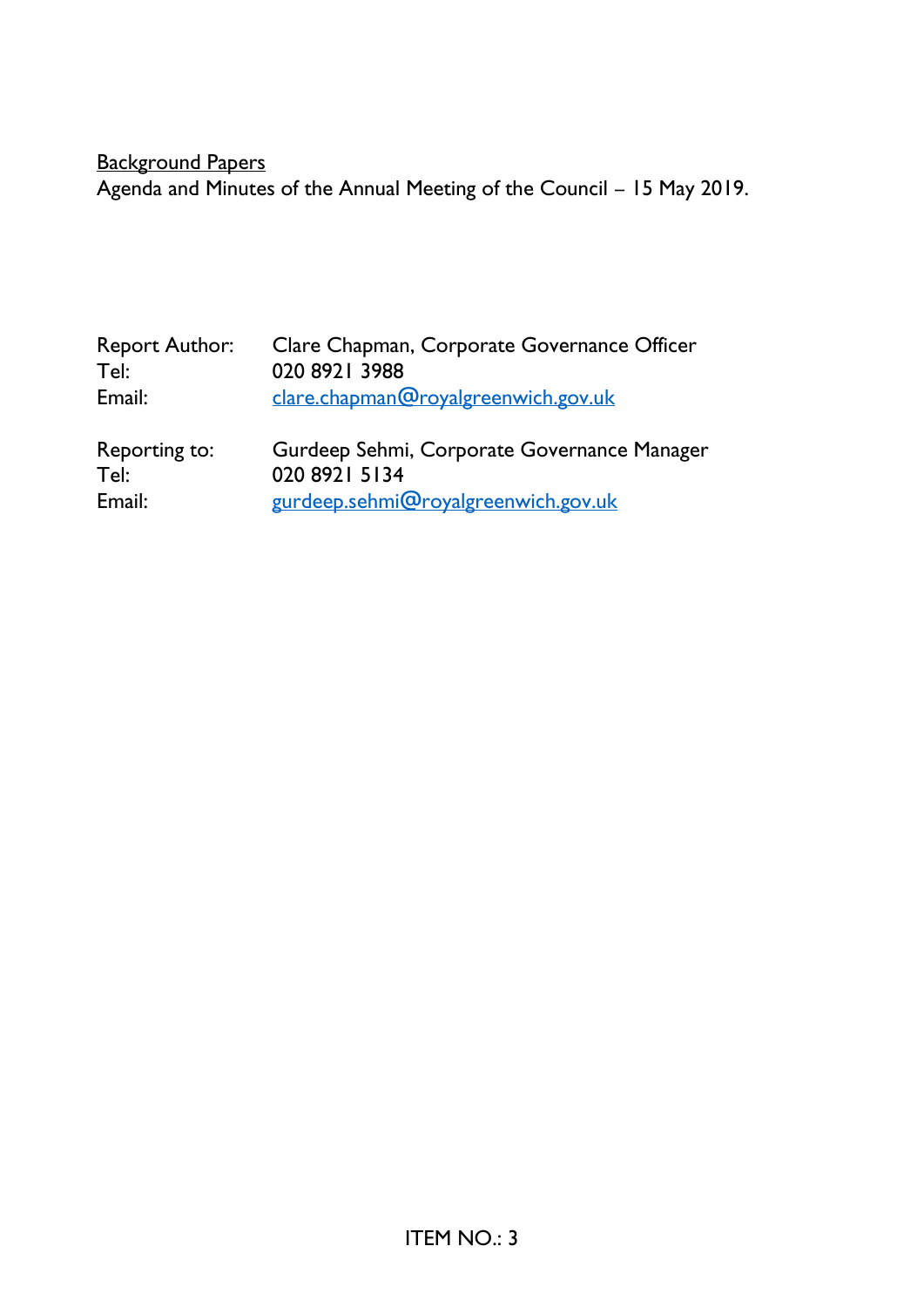<u>Background Papers</u>
Agenda and Minutes of the Annual Meeting of the Council – 15 May 2019.

| | |
|---|---|
| Report Author: | Clare Chapman, Corporate Governance Officer |
| Tel: | 020 8921 3988 |
| Email: | clare.chapman@royalgreenwich.gov.uk |
| | |
| Reporting to: | Gurdeep Sehmi, Corporate Governance Manager |
| Tel: | 020 8921 5134 |
| Email: | gurdeep.sehmi@royalgreenwich.gov.uk |

ITEM NO.: 3